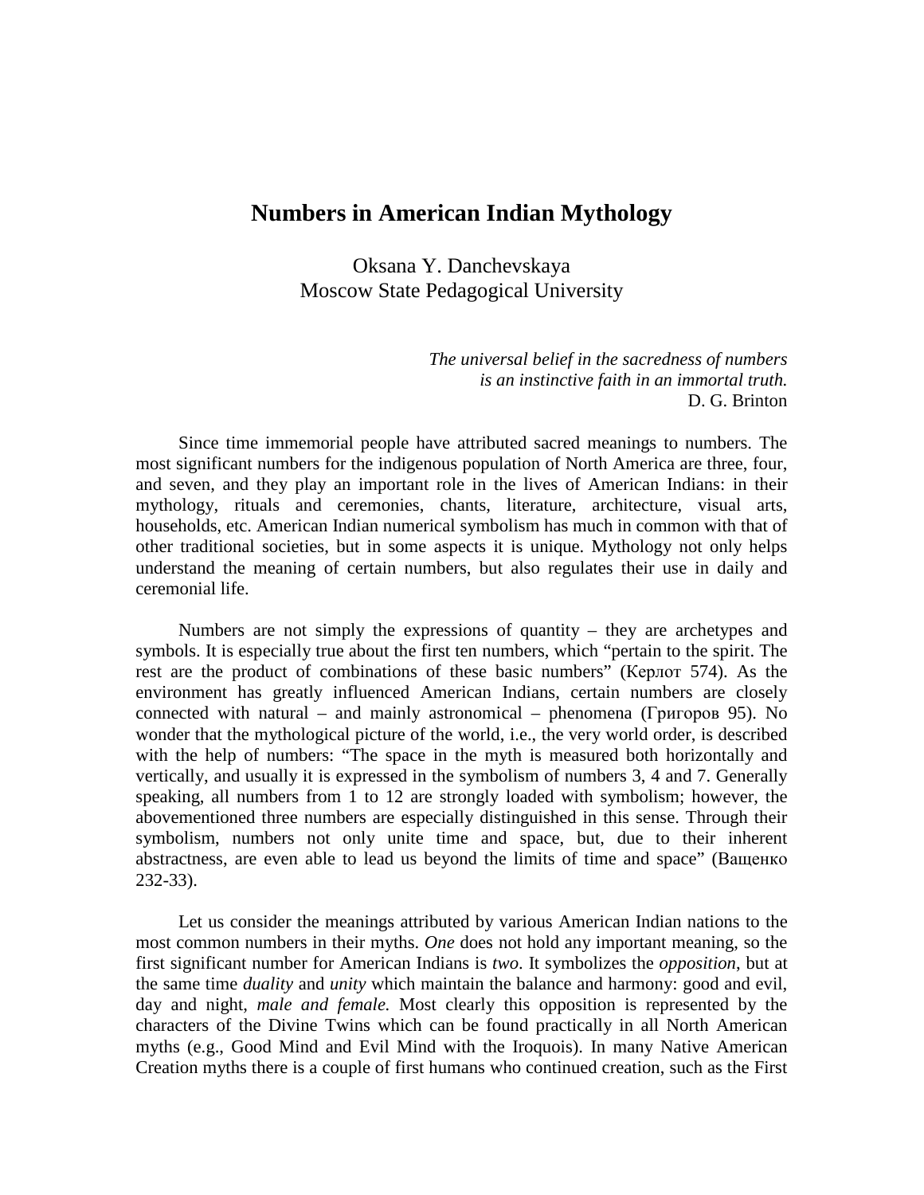# Numbers in American Indian Mythology

Oksana Y. Danchevskaya
Moscow State Pedagogical University

*The universal belief in the sacredness of numbers*
*is an instinctive faith in an immortal truth.*
D. G. Brinton

Since time immemorial people have attributed sacred meanings to numbers. The most significant numbers for the indigenous population of North America are three, four, and seven, and they play an important role in the lives of American Indians: in their mythology, rituals and ceremonies, chants, literature, architecture, visual arts, households, etc. American Indian numerical symbolism has much in common with that of other traditional societies, but in some aspects it is unique. Mythology not only helps understand the meaning of certain numbers, but also regulates their use in daily and ceremonial life.

Numbers are not simply the expressions of quantity – they are archetypes and symbols. It is especially true about the first ten numbers, which "pertain to the spirit. The rest are the product of combinations of these basic numbers" (Керлот 574). As the environment has greatly influenced American Indians, certain numbers are closely connected with natural – and mainly astronomical – phenomena (Григоров 95). No wonder that the mythological picture of the world, i.e., the very world order, is described with the help of numbers: "The space in the myth is measured both horizontally and vertically, and usually it is expressed in the symbolism of numbers 3, 4 and 7. Generally speaking, all numbers from 1 to 12 are strongly loaded with symbolism; however, the abovementioned three numbers are especially distinguished in this sense. Through their symbolism, numbers not only unite time and space, but, due to their inherent abstractness, are even able to lead us beyond the limits of time and space" (Ващенко 232-33).

Let us consider the meanings attributed by various American Indian nations to the most common numbers in their myths. *One* does not hold any important meaning, so the first significant number for American Indians is *two*. It symbolizes the *opposition*, but at the same time *duality* and *unity* which maintain the balance and harmony: good and evil, day and night, *male and female.* Most clearly this opposition is represented by the characters of the Divine Twins which can be found practically in all North American myths (e.g., Good Mind and Evil Mind with the Iroquois). In many Native American Creation myths there is a couple of first humans who continued creation, such as the First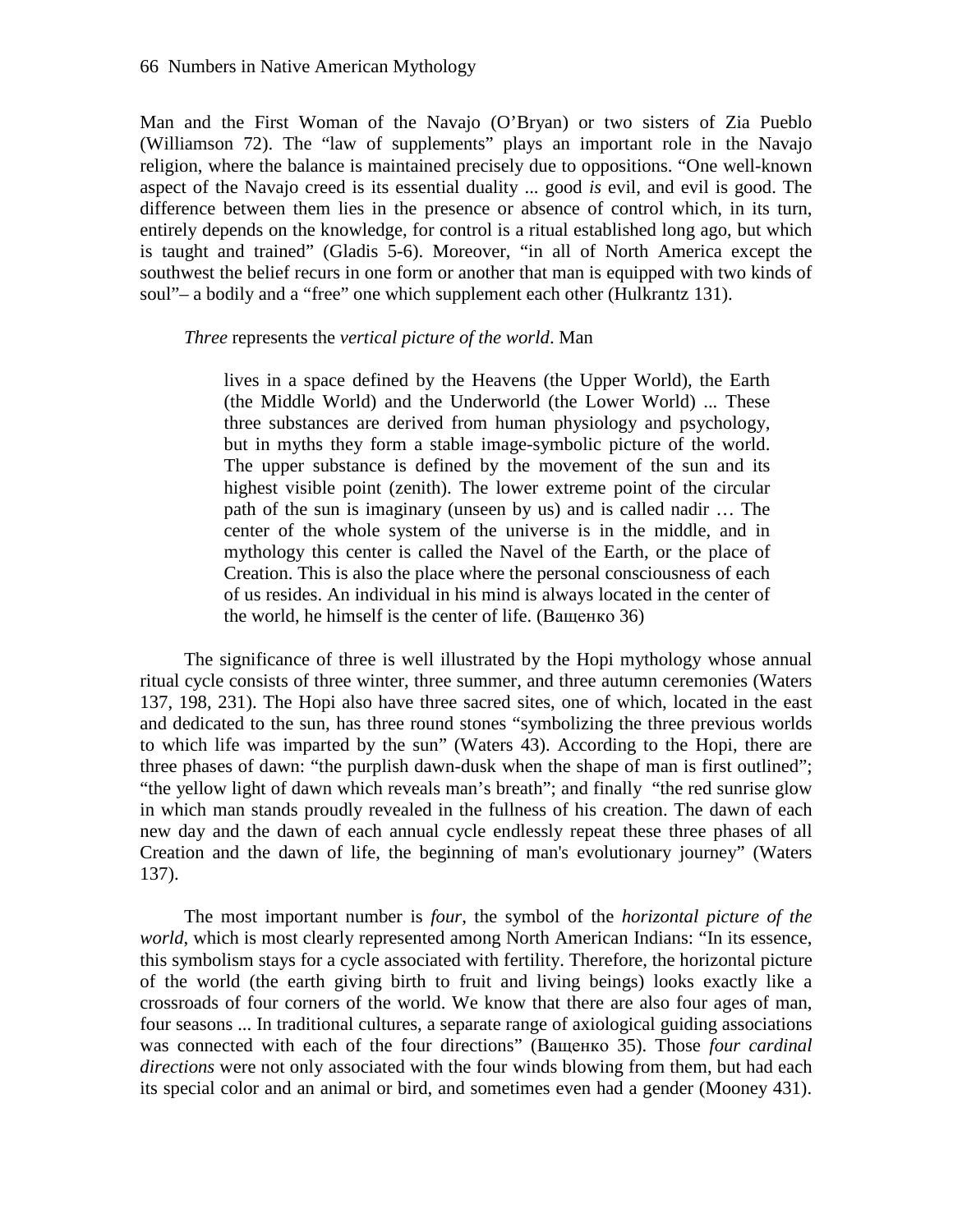Man and the First Woman of the Navajo (O'Bryan) or two sisters of Zia Pueblo (Williamson 72). The "law of supplements" plays an important role in the Navajo religion, where the balance is maintained precisely due to oppositions. "One well-known aspect of the Navajo creed is its essential duality ... good *is* evil, and evil is good. The difference between them lies in the presence or absence of control which, in its turn, entirely depends on the knowledge, for control is a ritual established long ago, but which is taught and trained" (Gladis 5-6). Moreover, "in all of North America except the southwest the belief recurs in one form or another that man is equipped with two kinds of soul"– a bodily and a "free" one which supplement each other (Hulkrantz 131).

*Three* represents the *vertical picture of the world*. Man

> lives in a space defined by the Heavens (the Upper World), the Earth (the Middle World) and the Underworld (the Lower World) ... These three substances are derived from human physiology and psychology, but in myths they form a stable image-symbolic picture of the world. The upper substance is defined by the movement of the sun and its highest visible point (zenith). The lower extreme point of the circular path of the sun is imaginary (unseen by us) and is called nadir … The center of the whole system of the universe is in the middle, and in mythology this center is called the Navel of the Earth, or the place of Creation. This is also the place where the personal consciousness of each of us resides. An individual in his mind is always located in the center of the world, he himself is the center of life. (Ващенко 36)

The significance of three is well illustrated by the Hopi mythology whose annual ritual cycle consists of three winter, three summer, and three autumn ceremonies (Waters 137, 198, 231). The Hopi also have three sacred sites, one of which, located in the east and dedicated to the sun, has three round stones "symbolizing the three previous worlds to which life was imparted by the sun" (Waters 43). According to the Hopi, there are three phases of dawn: "the purplish dawn-dusk when the shape of man is first outlined"; "the yellow light of dawn which reveals man's breath"; and finally "the red sunrise glow in which man stands proudly revealed in the fullness of his creation. The dawn of each new day and the dawn of each annual cycle endlessly repeat these three phases of all Creation and the dawn of life, the beginning of man's evolutionary journey" (Waters 137).

The most important number is *four*, the symbol of the *horizontal picture of the world*, which is most clearly represented among North American Indians: "In its essence, this symbolism stays for a cycle associated with fertility. Therefore, the horizontal picture of the world (the earth giving birth to fruit and living beings) looks exactly like a crossroads of four corners of the world. We know that there are also four ages of man, four seasons ... In traditional cultures, a separate range of axiological guiding associations was connected with each of the four directions" (Ващенко 35). Those *four cardinal directions* were not only associated with the four winds blowing from them, but had each its special color and an animal or bird, and sometimes even had a gender (Mooney 431).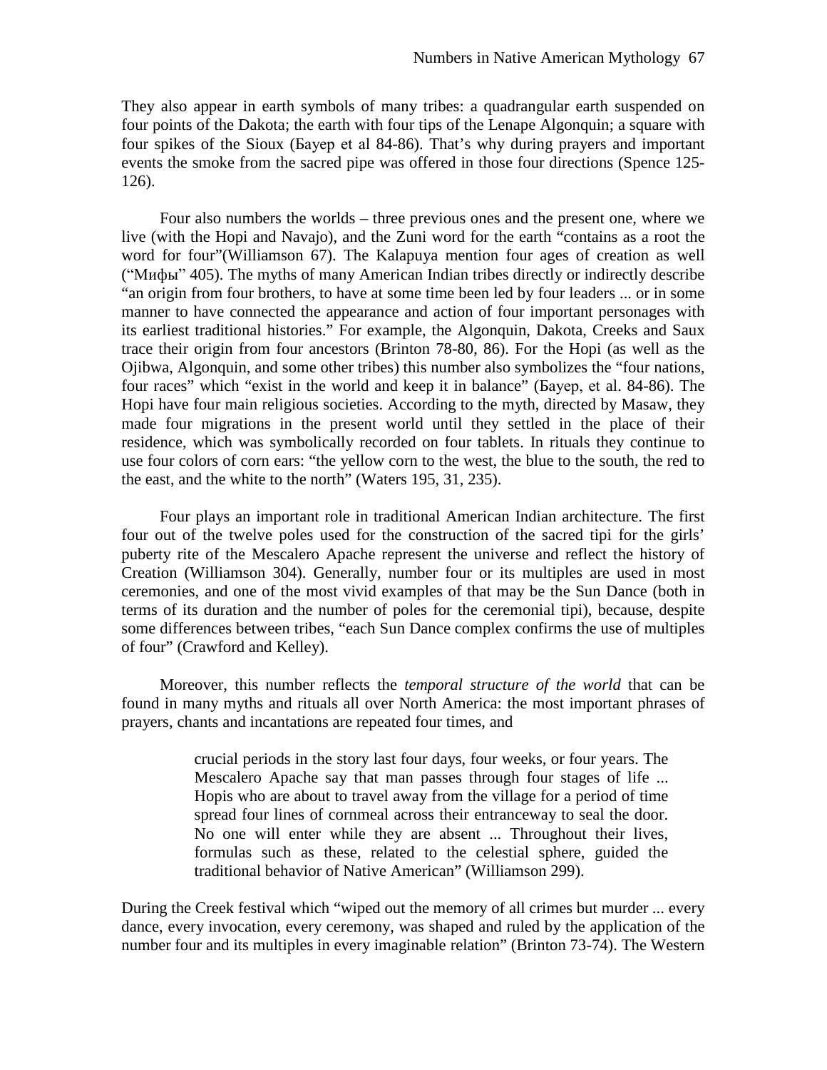They also appear in earth symbols of many tribes: a quadrangular earth suspended on four points of the Dakota; the earth with four tips of the Lenape Algonquin; a square with four spikes of the Sioux (Бауер et al 84-86). That's why during prayers and important events the smoke from the sacred pipe was offered in those four directions (Spence 125-126).

Four also numbers the worlds – three previous ones and the present one, where we live (with the Hopi and Navajo), and the Zuni word for the earth "contains as a root the word for four"(Williamson 67). The Kalapuya mention four ages of creation as well ("Мифы" 405). The myths of many American Indian tribes directly or indirectly describe "an origin from four brothers, to have at some time been led by four leaders ... or in some manner to have connected the appearance and action of four important personages with its earliest traditional histories." For example, the Algonquin, Dakota, Creeks and Saux trace their origin from four ancestors (Brinton 78-80, 86). For the Hopi (as well as the Ojibwa, Algonquin, and some other tribes) this number also symbolizes the "four nations, four races" which "exist in the world and keep it in balance" (Бауер, et al. 84-86). The Hopi have four main religious societies. According to the myth, directed by Masaw, they made four migrations in the present world until they settled in the place of their residence, which was symbolically recorded on four tablets. In rituals they continue to use four colors of corn ears: "the yellow corn to the west, the blue to the south, the red to the east, and the white to the north" (Waters 195, 31, 235).

Four plays an important role in traditional American Indian architecture. The first four out of the twelve poles used for the construction of the sacred tipi for the girls' puberty rite of the Mescalero Apache represent the universe and reflect the history of Creation (Williamson 304). Generally, number four or its multiples are used in most ceremonies, and one of the most vivid examples of that may be the Sun Dance (both in terms of its duration and the number of poles for the ceremonial tipi), because, despite some differences between tribes, "each Sun Dance complex confirms the use of multiples of four" (Crawford and Kelley).

Moreover, this number reflects the *temporal structure of the world* that can be found in many myths and rituals all over North America: the most important phrases of prayers, chants and incantations are repeated four times, and

> crucial periods in the story last four days, four weeks, or four years. The Mescalero Apache say that man passes through four stages of life ... Hopis who are about to travel away from the village for a period of time spread four lines of cornmeal across their entranceway to seal the door. No one will enter while they are absent ... Throughout their lives, formulas such as these, related to the celestial sphere, guided the traditional behavior of Native American" (Williamson 299).

During the Creek festival which "wiped out the memory of all crimes but murder ... every dance, every invocation, every ceremony, was shaped and ruled by the application of the number four and its multiples in every imaginable relation" (Brinton 73-74). The Western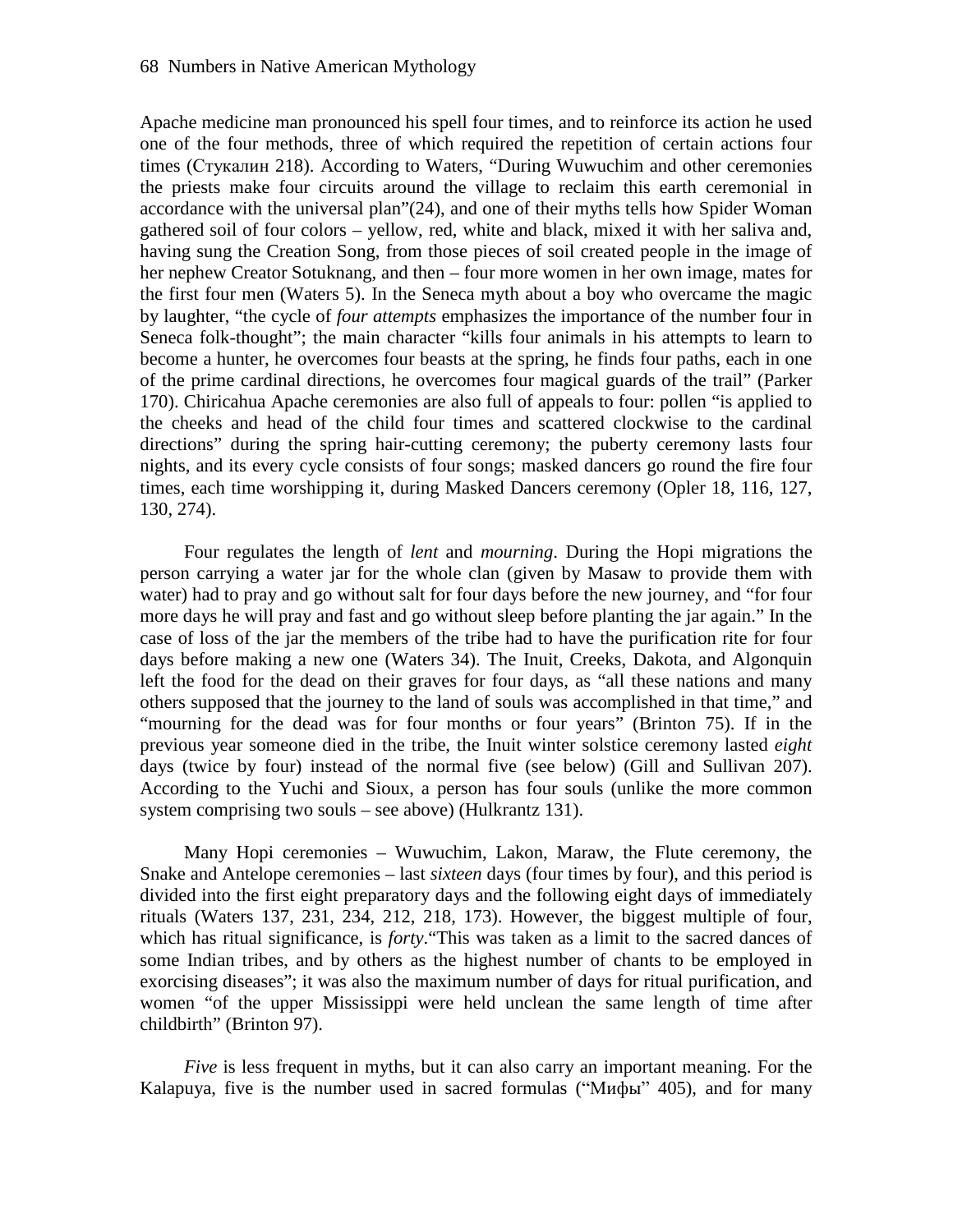Apache medicine man pronounced his spell four times, and to reinforce its action he used one of the four methods, three of which required the repetition of certain actions four times (Стукалин 218). According to Waters, "During Wuwuchim and other ceremonies the priests make four circuits around the village to reclaim this earth ceremonial in accordance with the universal plan"(24), and one of their myths tells how Spider Woman gathered soil of four colors – yellow, red, white and black, mixed it with her saliva and, having sung the Creation Song, from those pieces of soil created people in the image of her nephew Creator Sotuknang, and then – four more women in her own image, mates for the first four men (Waters 5). In the Seneca myth about a boy who overcame the magic by laughter, "the cycle of *four attempts* emphasizes the importance of the number four in Seneca folk-thought"; the main character "kills four animals in his attempts to learn to become a hunter, he overcomes four beasts at the spring, he finds four paths, each in one of the prime cardinal directions, he overcomes four magical guards of the trail" (Parker 170). Chiricahua Apache ceremonies are also full of appeals to four: pollen "is applied to the cheeks and head of the child four times and scattered clockwise to the cardinal directions" during the spring hair-cutting ceremony; the puberty ceremony lasts four nights, and its every cycle consists of four songs; masked dancers go round the fire four times, each time worshipping it, during Masked Dancers ceremony (Opler 18, 116, 127, 130, 274).

Four regulates the length of *lent* and *mourning*. During the Hopi migrations the person carrying a water jar for the whole clan (given by Masaw to provide them with water) had to pray and go without salt for four days before the new journey, and "for four more days he will pray and fast and go without sleep before planting the jar again." In the case of loss of the jar the members of the tribe had to have the purification rite for four days before making a new one (Waters 34). The Inuit, Creeks, Dakota, and Algonquin left the food for the dead on their graves for four days, as "all these nations and many others supposed that the journey to the land of souls was accomplished in that time," and "mourning for the dead was for four months or four years" (Brinton 75). If in the previous year someone died in the tribe, the Inuit winter solstice ceremony lasted *eight* days (twice by four) instead of the normal five (see below) (Gill and Sullivan 207). According to the Yuchi and Sioux, a person has four souls (unlike the more common system comprising two souls – see above) (Hulkrantz 131).

Many Hopi ceremonies – Wuwuchim, Lakon, Maraw, the Flute ceremony, the Snake and Antelope ceremonies – last *sixteen* days (four times by four), and this period is divided into the first eight preparatory days and the following eight days of immediately rituals (Waters 137, 231, 234, 212, 218, 173). However, the biggest multiple of four, which has ritual significance, is *forty*."This was taken as a limit to the sacred dances of some Indian tribes, and by others as the highest number of chants to be employed in exorcising diseases"; it was also the maximum number of days for ritual purification, and women "of the upper Mississippi were held unclean the same length of time after childbirth" (Brinton 97).

*Five* is less frequent in myths, but it can also carry an important meaning. For the Kalapuya, five is the number used in sacred formulas ("Мифы" 405), and for many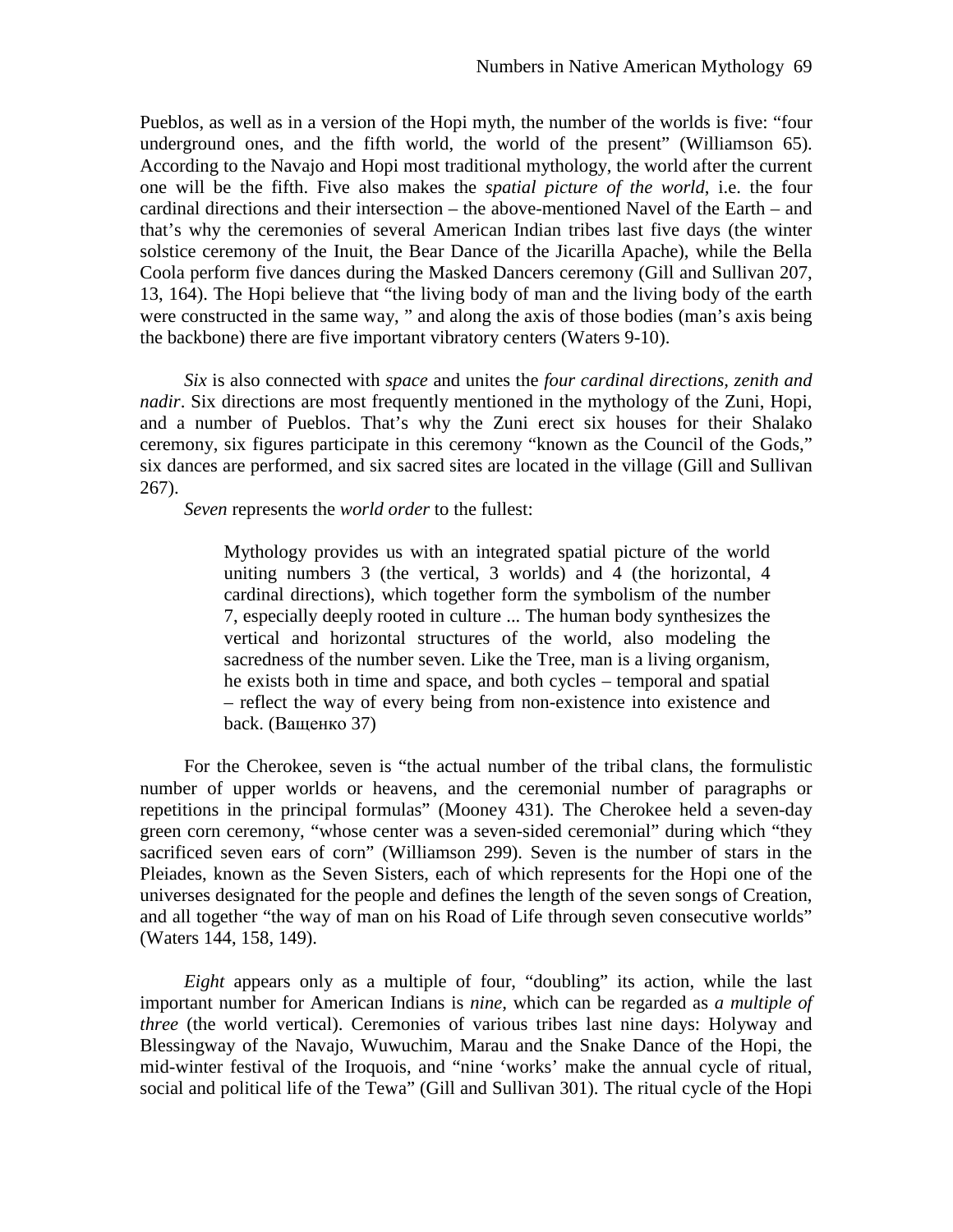Pueblos, as well as in a version of the Hopi myth, the number of the worlds is five: "four underground ones, and the fifth world, the world of the present" (Williamson 65). According to the Navajo and Hopi most traditional mythology, the world after the current one will be the fifth. Five also makes the *spatial picture of the world*, i.e. the four cardinal directions and their intersection – the above-mentioned Navel of the Earth – and that's why the ceremonies of several American Indian tribes last five days (the winter solstice ceremony of the Inuit, the Bear Dance of the Jicarilla Apache), while the Bella Coola perform five dances during the Masked Dancers ceremony (Gill and Sullivan 207, 13, 164). The Hopi believe that "the living body of man and the living body of the earth were constructed in the same way, " and along the axis of those bodies (man's axis being the backbone) there are five important vibratory centers (Waters 9-10).

*Six* is also connected with *space* and unites the *four cardinal directions, zenith and nadir*. Six directions are most frequently mentioned in the mythology of the Zuni, Hopi, and a number of Pueblos. That's why the Zuni erect six houses for their Shalako ceremony, six figures participate in this ceremony "known as the Council of the Gods," six dances are performed, and six sacred sites are located in the village (Gill and Sullivan 267).

*Seven* represents the *world order* to the fullest:

> Mythology provides us with an integrated spatial picture of the world uniting numbers 3 (the vertical, 3 worlds) and 4 (the horizontal, 4 cardinal directions), which together form the symbolism of the number 7, especially deeply rooted in culture ... The human body synthesizes the vertical and horizontal structures of the world, also modeling the sacredness of the number seven. Like the Tree, man is a living organism, he exists both in time and space, and both cycles – temporal and spatial – reflect the way of every being from non-existence into existence and back. (Ващенко 37)

For the Cherokee, seven is "the actual number of the tribal clans, the formulistic number of upper worlds or heavens, and the ceremonial number of paragraphs or repetitions in the principal formulas" (Mooney 431). The Cherokee held a seven-day green corn ceremony, "whose center was a seven-sided ceremonial" during which "they sacrificed seven ears of corn" (Williamson 299). Seven is the number of stars in the Pleiades, known as the Seven Sisters, each of which represents for the Hopi one of the universes designated for the people and defines the length of the seven songs of Creation, and all together "the way of man on his Road of Life through seven consecutive worlds" (Waters 144, 158, 149).

*Eight* appears only as a multiple of four, "doubling" its action, while the last important number for American Indians is *nine*, which can be regarded as *a multiple of three* (the world vertical). Ceremonies of various tribes last nine days: Holyway and Blessingway of the Navajo, Wuwuchim, Marau and the Snake Dance of the Hopi, the mid-winter festival of the Iroquois, and "nine 'works' make the annual cycle of ritual, social and political life of the Tewa" (Gill and Sullivan 301). The ritual cycle of the Hopi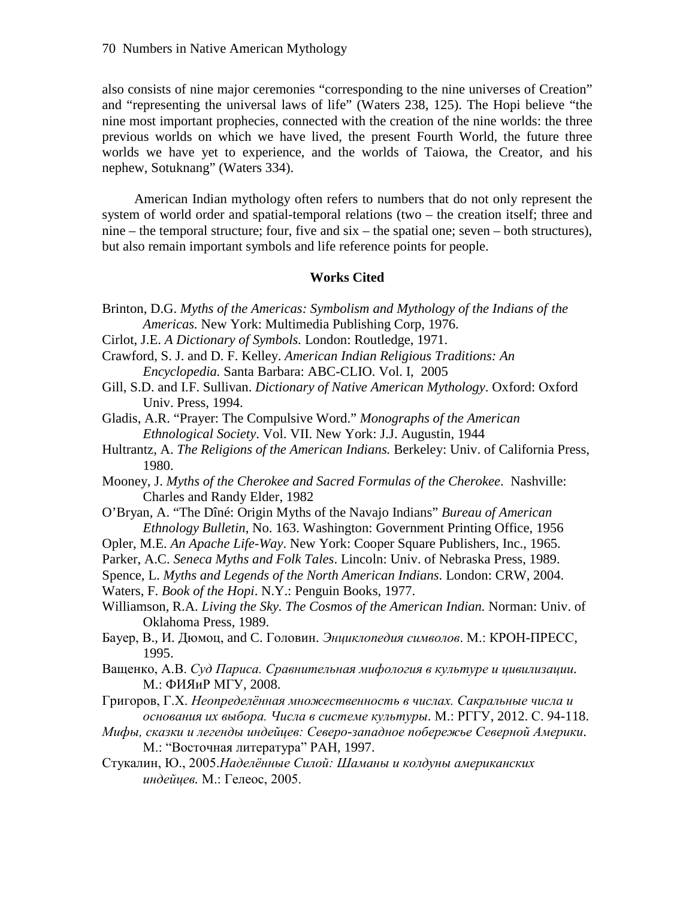also consists of nine major ceremonies "corresponding to the nine universes of Creation" and "representing the universal laws of life" (Waters 238, 125). The Hopi believe "the nine most important prophecies, connected with the creation of the nine worlds: the three previous worlds on which we have lived, the present Fourth World, the future three worlds we have yet to experience, and the worlds of Taiowa, the Creator, and his nephew, Sotuknang" (Waters 334).

American Indian mythology often refers to numbers that do not only represent the system of world order and spatial-temporal relations (two – the creation itself; three and nine – the temporal structure; four, five and six – the spatial one; seven – both structures), but also remain important symbols and life reference points for people.

## Works Cited

Brinton, D.G. *Myths of the Americas: Symbolism and Mythology of the Indians of the Americas.* New York: Multimedia Publishing Corp, 1976.

Cirlot, J.E. *A Dictionary of Symbols.* London: Routledge, 1971.

Crawford, S. J. and D. F. Kelley. *American Indian Religious Traditions: An Encyclopedia.* Santa Barbara: ABC-CLIO. Vol. I, 2005

Gill, S.D. and I.F. Sullivan. *Dictionary of Native American Mythology*. Oxford: Oxford Univ. Press, 1994.

Gladis, A.R. "Prayer: The Compulsive Word." *Monographs of the American Ethnological Society*. Vol. VII. New York: J.J. Augustin, 1944

Hultrantz, A. *The Religions of the American Indians.* Berkeley: Univ. of California Press, 1980.

Mooney, J. *Myths of the Cherokee and Sacred Formulas of the Cherokee*. Nashville: Charles and Randy Elder, 1982

O'Bryan, A. "The Dîné: Origin Myths of the Navajo Indians" *Bureau of American Ethnology Bulletin*, No. 163. Washington: Government Printing Office, 1956

Opler, M.E. *An Apache Life-Way*. New York: Cooper Square Publishers, Inc., 1965.

Parker, A.C. *Seneca Myths and Folk Tales*. Lincoln: Univ. of Nebraska Press, 1989.

Spence, L. *Myths and Legends of the North American Indians*. London: CRW, 2004.

Waters, F. *Book of the Hopi*. N.Y.: Penguin Books, 1977.

Williamson, R.A. *Living the Sky. The Cosmos of the American Indian.* Norman: Univ. of Oklahoma Press, 1989.

Бауер, В., И. Дюмоц, and С. Головин. *Энциклопедия символов*. М.: КРОН-ПРЕСС, 1995.

Ващенко, А.В. *Суд Париса. Сравнительная мифология в культуре и цивилизации*. М.: ФИЯиР МГУ, 2008.

Григоров, Г.Х. *Неопределённая множественность в числах. Сакральные числа и основания их выбора. Числа в системе культуры*. М.: РГГУ, 2012. С. 94-118.

*Мифы, сказки и легенды индейцев: Северо-западное побережье Северной Америки*. М.: "Восточная литература" РАН, 1997.

Стукалин, Ю., 2005.*Наделённые Силой: Шаманы и колдуны американских индейцев.* М.: Гелеос, 2005.